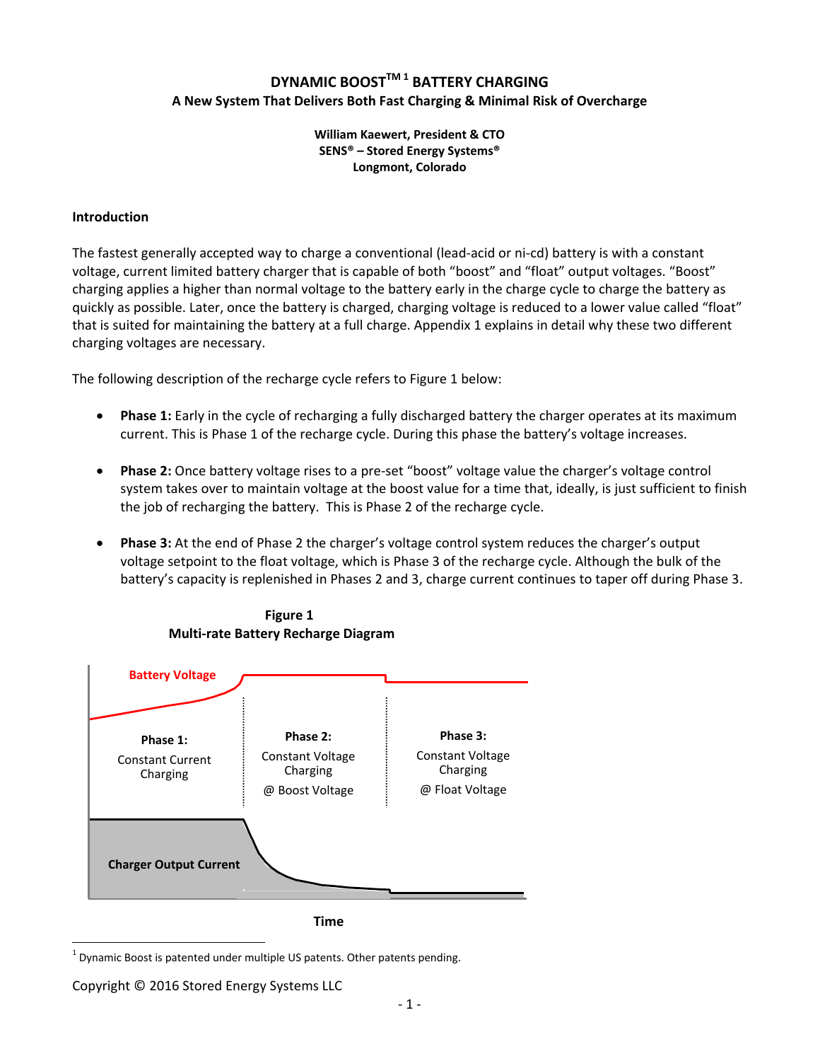# DYNAMIC BOOST[TM 1] BATTERY CHARGING

**A New System That Delivers Both Fast Charging & Minimal Risk of Overcharge**

**William Kaewert, President & CTO**
**SENS® – Stored Energy Systems®**
**Longmont, Colorado**

## Introduction

The fastest generally accepted way to charge a conventional (lead-acid or ni-cd) battery is with a constant voltage, current limited battery charger that is capable of both "boost" and "float" output voltages. "Boost" charging applies a higher than normal voltage to the battery early in the charge cycle to charge the battery as quickly as possible. Later, once the battery is charged, charging voltage is reduced to a lower value called "float" that is suited for maintaining the battery at a full charge. Appendix 1 explains in detail why these two different charging voltages are necessary.

The following description of the recharge cycle refers to Figure 1 below:

- **Phase 1:** Early in the cycle of recharging a fully discharged battery the charger operates at its maximum current. This is Phase 1 of the recharge cycle. During this phase the battery's voltage increases.

- **Phase 2:** Once battery voltage rises to a pre-set "boost" voltage value the charger's voltage control system takes over to maintain voltage at the boost value for a time that, ideally, is just sufficient to finish the job of recharging the battery. This is Phase 2 of the recharge cycle.

- **Phase 3:** At the end of Phase 2 the charger's voltage control system reduces the charger's output voltage setpoint to the float voltage, which is Phase 3 of the recharge cycle. Although the bulk of the battery's capacity is replenished in Phases 2 and 3, charge current continues to taper off during Phase 3.

**Figure 1**
**Multi-rate Battery Recharge Diagram**

Battery Voltage

**Phase 1:** Constant Current Charging

**Phase 2:** Constant Voltage Charging @ Boost Voltage

**Phase 3:** Constant Voltage Charging @ Float Voltage

**Charger Output Current**

**Time**

---

[1] Dynamic Boost is patented under multiple US patents. Other patents pending.

Copyright © 2016 Stored Energy Systems LLC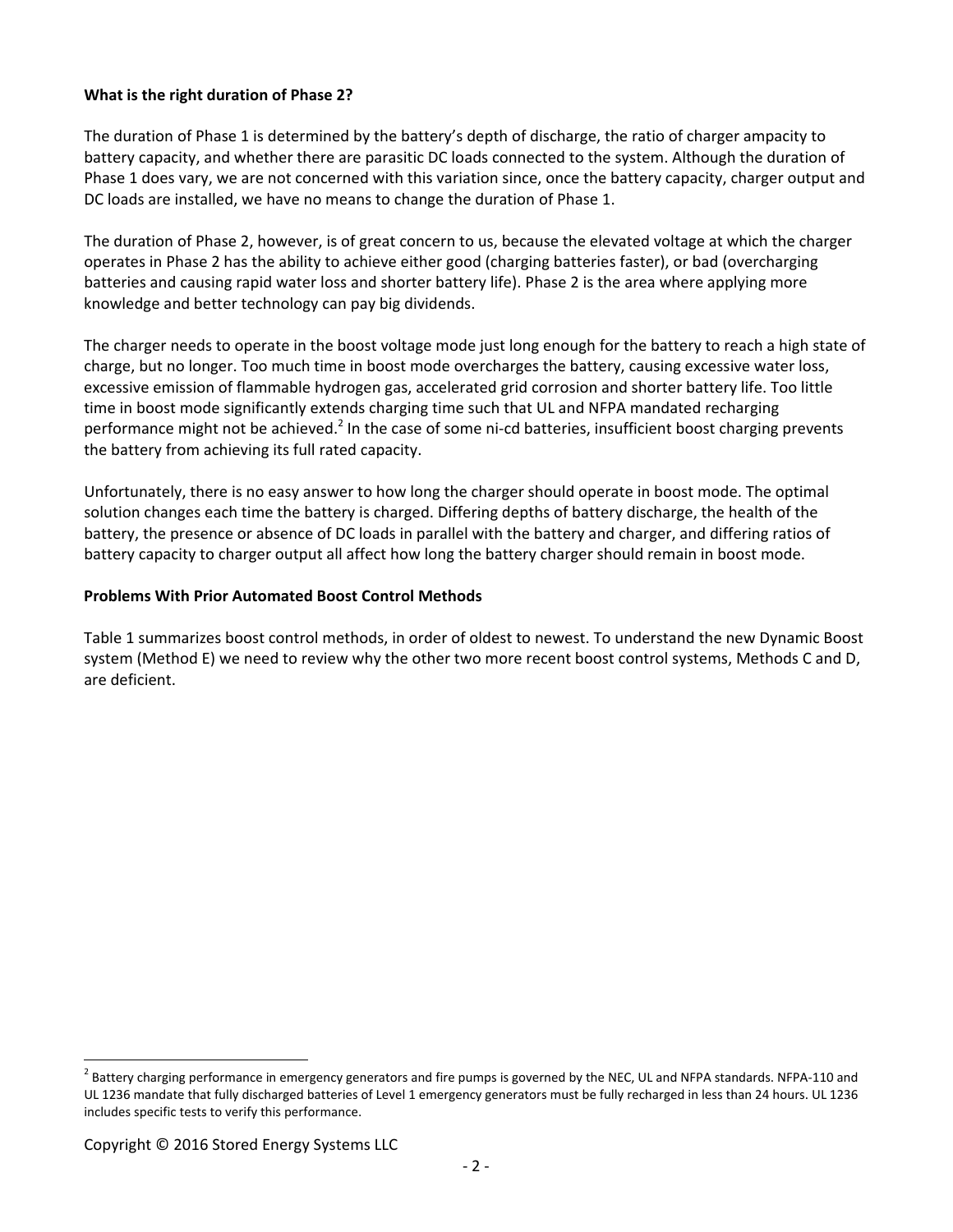**What is the right duration of Phase 2?**

The duration of Phase 1 is determined by the battery's depth of discharge, the ratio of charger ampacity to battery capacity, and whether there are parasitic DC loads connected to the system. Although the duration of Phase 1 does vary, we are not concerned with this variation since, once the battery capacity, charger output and DC loads are installed, we have no means to change the duration of Phase 1.

The duration of Phase 2, however, is of great concern to us, because the elevated voltage at which the charger operates in Phase 2 has the ability to achieve either good (charging batteries faster), or bad (overcharging batteries and causing rapid water loss and shorter battery life). Phase 2 is the area where applying more knowledge and better technology can pay big dividends.

The charger needs to operate in the boost voltage mode just long enough for the battery to reach a high state of charge, but no longer. Too much time in boost mode overcharges the battery, causing excessive water loss, excessive emission of flammable hydrogen gas, accelerated grid corrosion and shorter battery life. Too little time in boost mode significantly extends charging time such that UL and NFPA mandated recharging performance might not be achieved.[2] In the case of some ni-cd batteries, insufficient boost charging prevents the battery from achieving its full rated capacity.

Unfortunately, there is no easy answer to how long the charger should operate in boost mode. The optimal solution changes each time the battery is charged. Differing depths of battery discharge, the health of the battery, the presence or absence of DC loads in parallel with the battery and charger, and differing ratios of battery capacity to charger output all affect how long the battery charger should remain in boost mode.

**Problems With Prior Automated Boost Control Methods**

Table 1 summarizes boost control methods, in order of oldest to newest. To understand the new Dynamic Boost system (Method E) we need to review why the other two more recent boost control systems, Methods C and D, are deficient.

[2] Battery charging performance in emergency generators and fire pumps is governed by the NEC, UL and NFPA standards. NFPA-110 and UL 1236 mandate that fully discharged batteries of Level 1 emergency generators must be fully recharged in less than 24 hours. UL 1236 includes specific tests to verify this performance.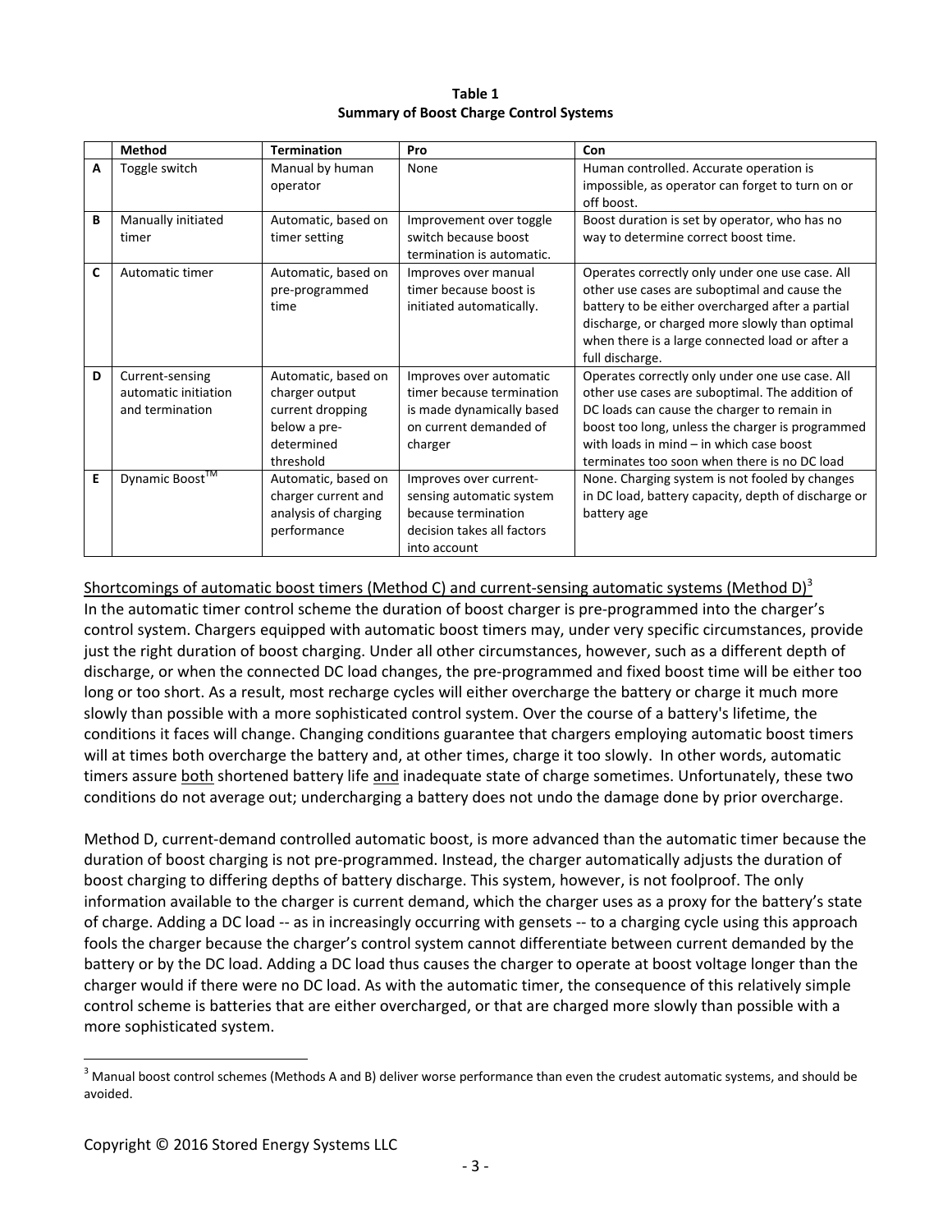**Table 1**
**Summary of Boost Charge Control Systems**

| | Method | Termination | Pro | Con |
|---|---|---|---|---|
| **A** | Toggle switch | Manual by human operator | None | Human controlled. Accurate operation is impossible, as operator can forget to turn on or off boost. |
| **B** | Manually initiated timer | Automatic, based on timer setting | Improvement over toggle switch because boost termination is automatic. | Boost duration is set by operator, who has no way to determine correct boost time. |
| **C** | Automatic timer | Automatic, based on pre-programmed time | Improves over manual timer because boost is initiated automatically. | Operates correctly only under one use case. All other use cases are suboptimal and cause the battery to be either overcharged after a partial discharge, or charged more slowly than optimal when there is a large connected load or after a full discharge. |
| **D** | Current-sensing automatic initiation and termination | Automatic, based on charger output current dropping below a pre-determined threshold | Improves over automatic timer because termination is made dynamically based on current demanded of charger | Operates correctly only under one use case. All other use cases are suboptimal. The addition of DC loads can cause the charger to remain in boost too long, unless the charger is programmed with loads in mind – in which case boost terminates too soon when there is no DC load |
| **E** | Dynamic Boost™ | Automatic, based on charger current and analysis of charging performance | Improves over current-sensing automatic system because termination decision takes all factors into account | None. Charging system is not fooled by changes in DC load, battery capacity, depth of discharge or battery age |

Shortcomings of automatic boost timers (Method C) and current-sensing automatic systems (Method D)[3]

In the automatic timer control scheme the duration of boost charger is pre-programmed into the charger's control system. Chargers equipped with automatic boost timers may, under very specific circumstances, provide just the right duration of boost charging. Under all other circumstances, however, such as a different depth of discharge, or when the connected DC load changes, the pre-programmed and fixed boost time will be either too long or too short. As a result, most recharge cycles will either overcharge the battery or charge it much more slowly than possible with a more sophisticated control system. Over the course of a battery's lifetime, the conditions it faces will change. Changing conditions guarantee that chargers employing automatic boost timers will at times both overcharge the battery and, at other times, charge it too slowly. In other words, automatic timers assure both shortened battery life and inadequate state of charge sometimes. Unfortunately, these two conditions do not average out; undercharging a battery does not undo the damage done by prior overcharge.

Method D, current-demand controlled automatic boost, is more advanced than the automatic timer because the duration of boost charging is not pre-programmed. Instead, the charger automatically adjusts the duration of boost charging to differing depths of battery discharge. This system, however, is not foolproof. The only information available to the charger is current demand, which the charger uses as a proxy for the battery's state of charge. Adding a DC load -- as in increasingly occurring with gensets -- to a charging cycle using this approach fools the charger because the charger's control system cannot differentiate between current demanded by the battery or by the DC load. Adding a DC load thus causes the charger to operate at boost voltage longer than the charger would if there were no DC load. As with the automatic timer, the consequence of this relatively simple control scheme is batteries that are either overcharged, or that are charged more slowly than possible with a more sophisticated system.

[3] Manual boost control schemes (Methods A and B) deliver worse performance than even the crudest automatic systems, and should be avoided.

Copyright © 2016 Stored Energy Systems LLC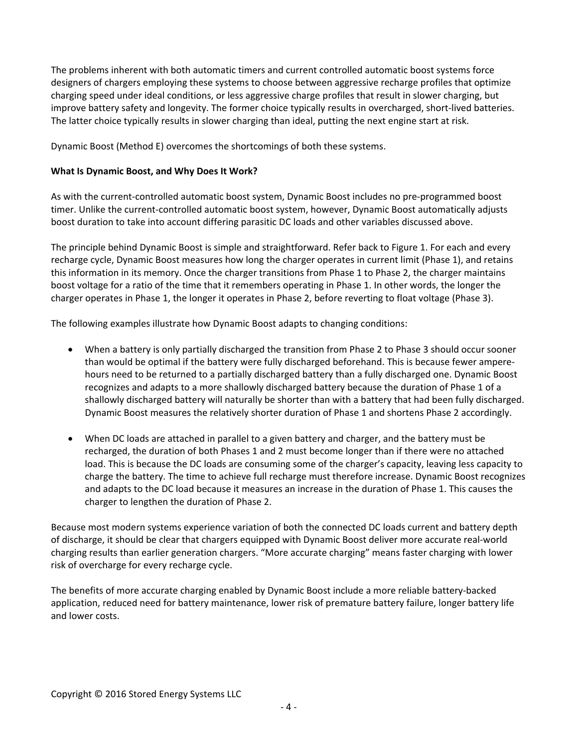The problems inherent with both automatic timers and current controlled automatic boost systems force designers of chargers employing these systems to choose between aggressive recharge profiles that optimize charging speed under ideal conditions, or less aggressive charge profiles that result in slower charging, but improve battery safety and longevity. The former choice typically results in overcharged, short-lived batteries. The latter choice typically results in slower charging than ideal, putting the next engine start at risk.

Dynamic Boost (Method E) overcomes the shortcomings of both these systems.

**What Is Dynamic Boost, and Why Does It Work?**

As with the current-controlled automatic boost system, Dynamic Boost includes no pre-programmed boost timer. Unlike the current-controlled automatic boost system, however, Dynamic Boost automatically adjusts boost duration to take into account differing parasitic DC loads and other variables discussed above.

The principle behind Dynamic Boost is simple and straightforward. Refer back to Figure 1. For each and every recharge cycle, Dynamic Boost measures how long the charger operates in current limit (Phase 1), and retains this information in its memory. Once the charger transitions from Phase 1 to Phase 2, the charger maintains boost voltage for a ratio of the time that it remembers operating in Phase 1. In other words, the longer the charger operates in Phase 1, the longer it operates in Phase 2, before reverting to float voltage (Phase 3).

The following examples illustrate how Dynamic Boost adapts to changing conditions:

- When a battery is only partially discharged the transition from Phase 2 to Phase 3 should occur sooner than would be optimal if the battery were fully discharged beforehand. This is because fewer ampere-hours need to be returned to a partially discharged battery than a fully discharged one. Dynamic Boost recognizes and adapts to a more shallowly discharged battery because the duration of Phase 1 of a shallowly discharged battery will naturally be shorter than with a battery that had been fully discharged. Dynamic Boost measures the relatively shorter duration of Phase 1 and shortens Phase 2 accordingly.

- When DC loads are attached in parallel to a given battery and charger, and the battery must be recharged, the duration of both Phases 1 and 2 must become longer than if there were no attached load. This is because the DC loads are consuming some of the charger's capacity, leaving less capacity to charge the battery. The time to achieve full recharge must therefore increase. Dynamic Boost recognizes and adapts to the DC load because it measures an increase in the duration of Phase 1. This causes the charger to lengthen the duration of Phase 2.

Because most modern systems experience variation of both the connected DC loads current and battery depth of discharge, it should be clear that chargers equipped with Dynamic Boost deliver more accurate real-world charging results than earlier generation chargers. "More accurate charging" means faster charging with lower risk of overcharge for every recharge cycle.

The benefits of more accurate charging enabled by Dynamic Boost include a more reliable battery-backed application, reduced need for battery maintenance, lower risk of premature battery failure, longer battery life and lower costs.

Copyright © 2016 Stored Energy Systems LLC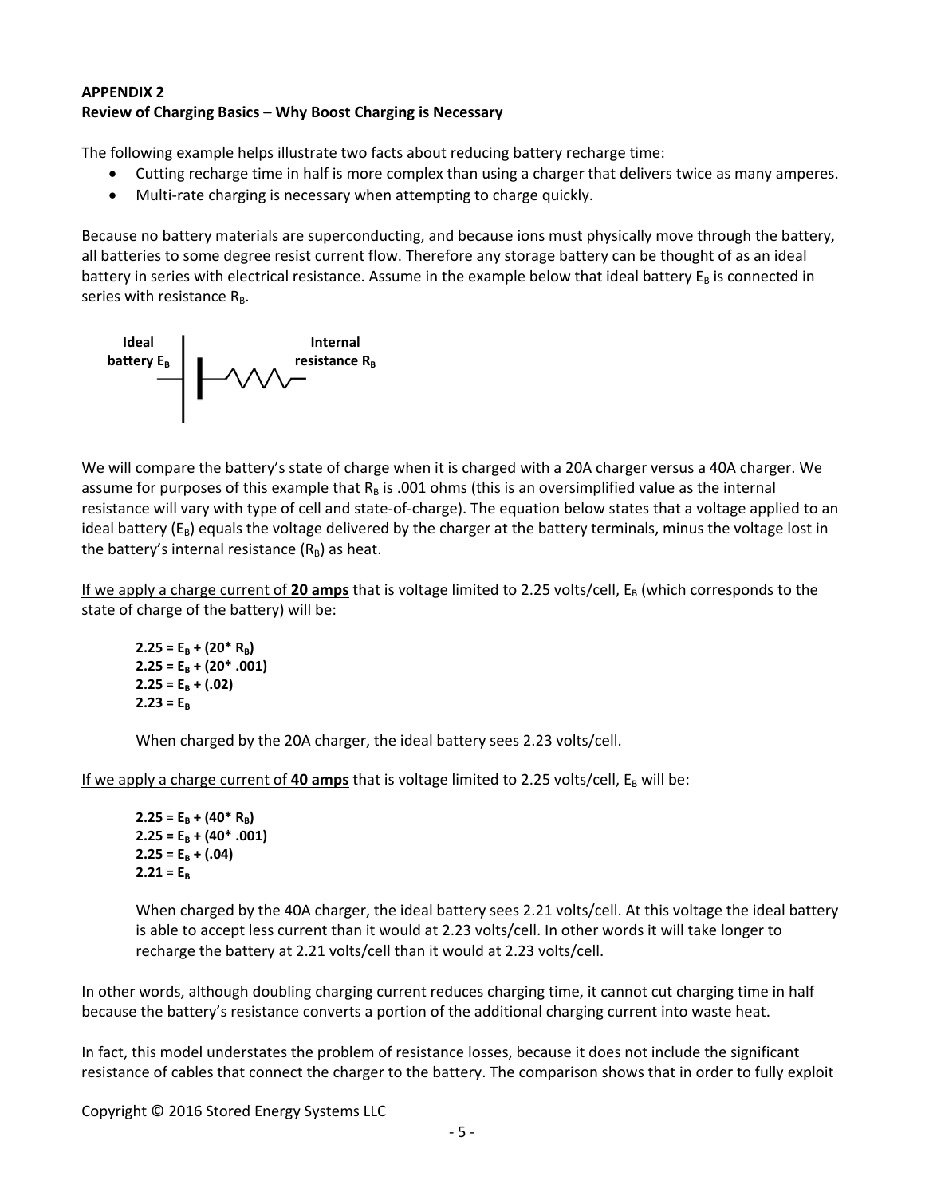**APPENDIX 2**
**Review of Charging Basics – Why Boost Charging is Necessary**

The following example helps illustrate two facts about reducing battery recharge time:

- Cutting recharge time in half is more complex than using a charger that delivers twice as many amperes.
- Multi-rate charging is necessary when attempting to charge quickly.

Because no battery materials are superconducting, and because ions must physically move through the battery, all batteries to some degree resist current flow. Therefore any storage battery can be thought of as an ideal battery in series with electrical resistance. Assume in the example below that ideal battery $E_B$ is connected in series with resistance $R_B$.

**Ideal battery $E_B$** **Internal resistance $R_B$**

We will compare the battery's state of charge when it is charged with a 20A charger versus a 40A charger. We assume for purposes of this example that $R_B$ is .001 ohms (this is an oversimplified value as the internal resistance will vary with type of cell and state-of-charge). The equation below states that a voltage applied to an ideal battery ($E_B$) equals the voltage delivered by the charger at the battery terminals, minus the voltage lost in the battery's internal resistance ($R_B$) as heat.

If we apply a charge current of **20 amps** that is voltage limited to 2.25 volts/cell, $E_B$ (which corresponds to the state of charge of the battery) will be:

$$2.25 = E_B + (20 * R_B)$$
$$2.25 = E_B + (20 * .001)$$
$$2.25 = E_B + (.02)$$
$$2.23 = E_B$$

When charged by the 20A charger, the ideal battery sees 2.23 volts/cell.

If we apply a charge current of **40 amps** that is voltage limited to 2.25 volts/cell, $E_B$ will be:

$$2.25 = E_B + (40 * R_B)$$
$$2.25 = E_B + (40 * .001)$$
$$2.25 = E_B + (.04)$$
$$2.21 = E_B$$

When charged by the 40A charger, the ideal battery sees 2.21 volts/cell. At this voltage the ideal battery is able to accept less current than it would at 2.23 volts/cell. In other words it will take longer to recharge the battery at 2.21 volts/cell than it would at 2.23 volts/cell.

In other words, although doubling charging current reduces charging time, it cannot cut charging time in half because the battery's resistance converts a portion of the additional charging current into waste heat.

In fact, this model understates the problem of resistance losses, because it does not include the significant resistance of cables that connect the charger to the battery. The comparison shows that in order to fully exploit

Copyright © 2016 Stored Energy Systems LLC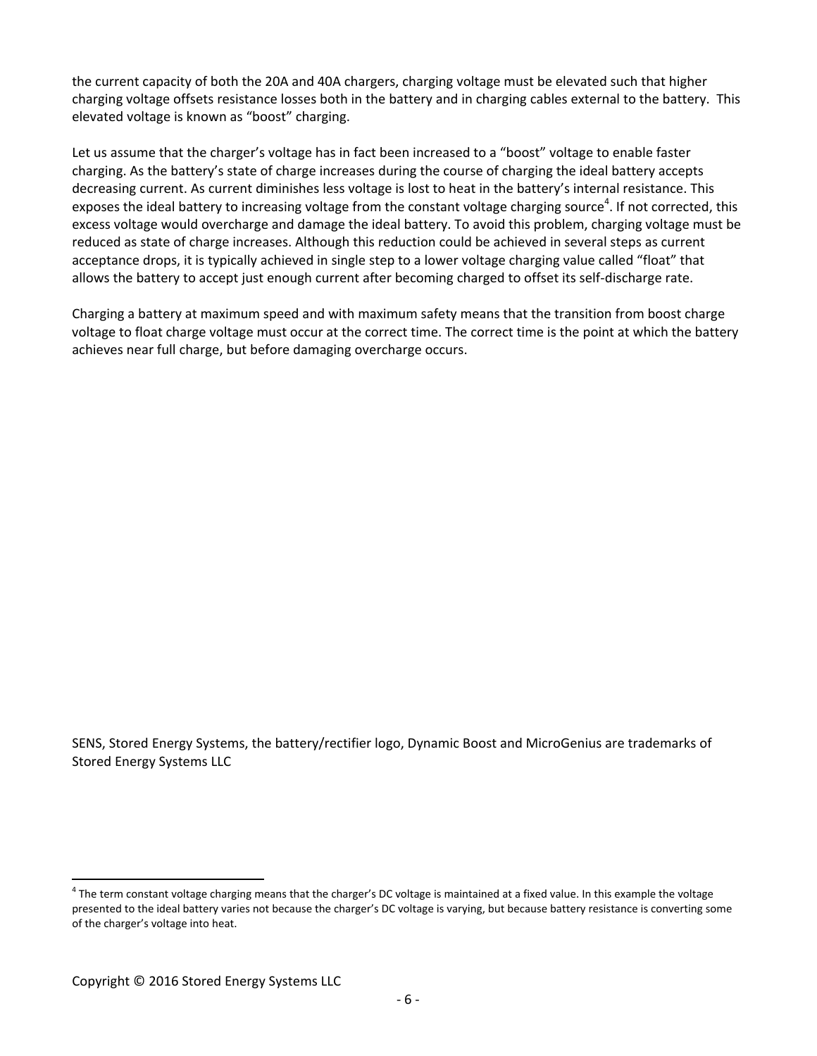the current capacity of both the 20A and 40A chargers, charging voltage must be elevated such that higher charging voltage offsets resistance losses both in the battery and in charging cables external to the battery. This elevated voltage is known as “boost” charging.

Let us assume that the charger’s voltage has in fact been increased to a “boost” voltage to enable faster charging. As the battery’s state of charge increases during the course of charging the ideal battery accepts decreasing current. As current diminishes less voltage is lost to heat in the battery’s internal resistance. This exposes the ideal battery to increasing voltage from the constant voltage charging source[4]. If not corrected, this excess voltage would overcharge and damage the ideal battery. To avoid this problem, charging voltage must be reduced as state of charge increases. Although this reduction could be achieved in several steps as current acceptance drops, it is typically achieved in single step to a lower voltage charging value called “float” that allows the battery to accept just enough current after becoming charged to offset its self-discharge rate.

Charging a battery at maximum speed and with maximum safety means that the transition from boost charge voltage to float charge voltage must occur at the correct time. The correct time is the point at which the battery achieves near full charge, but before damaging overcharge occurs.

SENS, Stored Energy Systems, the battery/rectifier logo, Dynamic Boost and MicroGenius are trademarks of Stored Energy Systems LLC

[4] The term constant voltage charging means that the charger’s DC voltage is maintained at a fixed value. In this example the voltage presented to the ideal battery varies not because the charger’s DC voltage is varying, but because battery resistance is converting some of the charger’s voltage into heat.

Copyright © 2016 Stored Energy Systems LLC